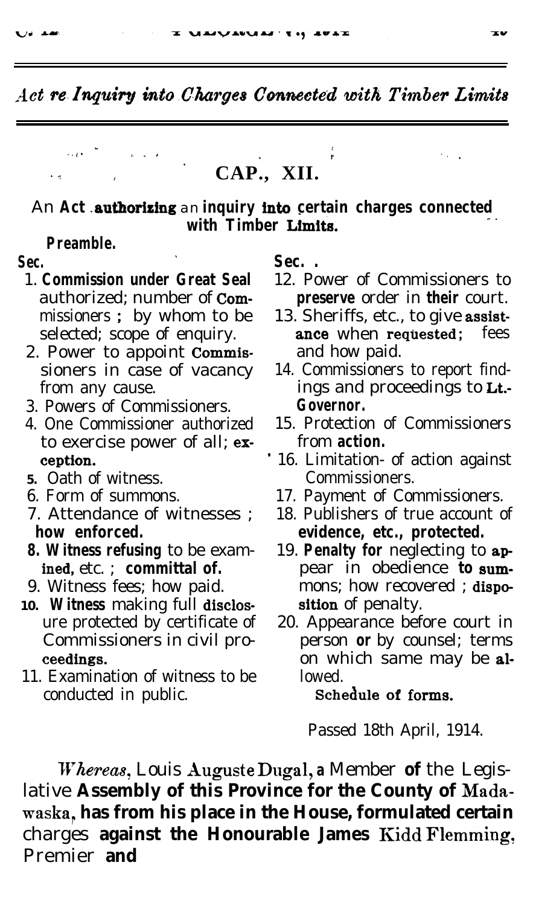*Act re Inquiry into Charges Connected with Timber Limits*

# CAP., XII.

## An Act authorizing an inquiry into certain charges connected with Timber Limits.

**Preamble.**

**Sec.**

1. Commission under Great Seal authorized; number of Commissioners; by whom to be selected; scope of enquiry.
2. Power to appoint Commissioners in case of vacancy from any cause.
3. Powers of Commissioners.
4. One Commissioner authorized to exercise power of all; exception.
5. Oath of witness.
6. Form of summons.
7. Attendance of witnesses; how enforced.
8. Witness refusing to be examined, etc.; committal of.
9. Witness fees; how paid.
10. Witness making full disclosure protected by certificate of Commissioners in civil proceedings.
11. Examination of witness to be conducted in public.
12. Power of Commissioners to preserve order in their court.
13. Sheriffs, etc., to give assistance when requested; fees and how paid.
14. Commissioners to report findings and proceedings to Lt.-Governor.
15. Protection of Commissioners from action.
16. Limitation of action against Commissioners.
17. Payment of Commissioners.
18. Publishers of true account of evidence, etc., protected.
19. Penalty for neglecting to appear in obedience to summons; how recovered; disposition of penalty.
20. Appearance before court in person or by counsel; terms on which same may be allowed.

Schedule of forms.

Passed 18th April, 1914.

*Whereas*, Louis Auguste Dugal, a Member of the Legislative Assembly of this Province for the County of Madawaska, has from his place in the House, formulated certain charges against the Honourable James Kidd Flemming, Premier and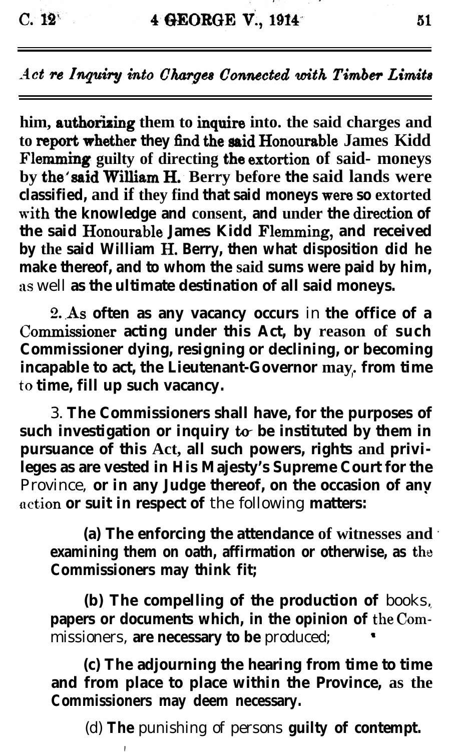him, authorizing them to inquire into. the said charges and to report whether they find the said Honourable James Kidd Flemming guilty of directing the extortion of said- moneys by the said William H. Berry before the said lands were classified, and if they find that said moneys were so extorted with the knowledge and consent, and under the direction of the said Honourable James Kidd Flemming, and received by the said William H. Berry, then what disposition did he make thereof, and to whom the said sums were paid by him, as well as the ultimate destination of all said moneys.

2. As often as any vacancy occurs in the office of a Commissioner acting under this Act, by reason of such Commissioner dying, resigning or declining, or becoming incapable to act, the Lieutenant-Governor may, from time to time, fill up such vacancy.

3. The Commissioners shall have, for the purposes of such investigation or inquiry to be instituted by them in pursuance of this Act, all such powers, rights and privileges as are vested in His Majesty's Supreme Court for the Province, or in any Judge thereof, on the occasion of any action or suit in respect of the following matters:

(a) The enforcing the attendance of witnesses and examining them on oath, affirmation or otherwise, as the Commissioners may think fit;

(b) The compelling of the production of books, papers or documents which, in the opinion of the Commissioners, are necessary to be produced;

(c) The adjourning the hearing from time to time and from place to place within the Province, as the Commissioners may deem necessary.

(d) The punishing of persons guilty of contempt.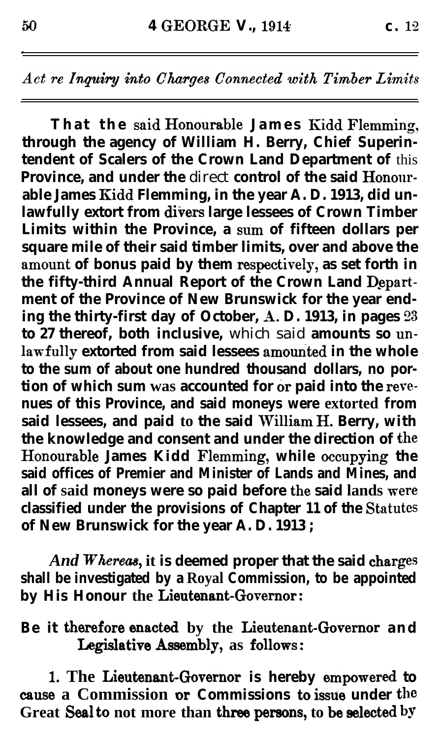*Act re Inquiry into Charges Connected with Timber Limits*

That the said Honourable James Kidd Flemming, through the agency of William H. Berry, Chief Superintendent of Scalers of the Crown Land Department of this Province, and under the direct control of the said Honourable James Kidd Flemming, in the year A. D. 1913, did unlawfully extort from divers large lessees of Crown Timber Limits within the Province, a sum of fifteen dollars per square mile of their said timber limits, over and above the amount of bonus paid by them respectively, as set forth in the fifty-third Annual Report of the Crown Land Department of the Province of New Brunswick for the year ending the thirty-first day of October, A. D. 1913, in pages 23 to 27 thereof, both inclusive, which said amounts so unlawfully extorted from said lessees amounted in the whole to the sum of about one hundred thousand dollars, no portion of which sum was accounted for or paid into the revenues of this Province, and said moneys were extorted from said lessees, and paid to the said William H. Berry, with the knowledge and consent and under the direction of the Honourable James Kidd Flemming, while occupying the said offices of Premier and Minister of Lands and Mines, and all of said moneys were so paid before the said lands were classified under the provisions of Chapter 11 of the Statutes of New Brunswick for the year A. D. 1913;

*And Whereas*, it is deemed proper that the said charges shall be investigated by a Royal Commission, to be appointed by His Honour the Lieutenant-Governor:

Be it therefore enacted by the Lieutenant-Governor and Legislative Assembly, as follows:

1. The Lieutenant-Governor is hereby empowered to cause a Commission or Commissions to issue under the Great Seal to not more than three persons, to be selected by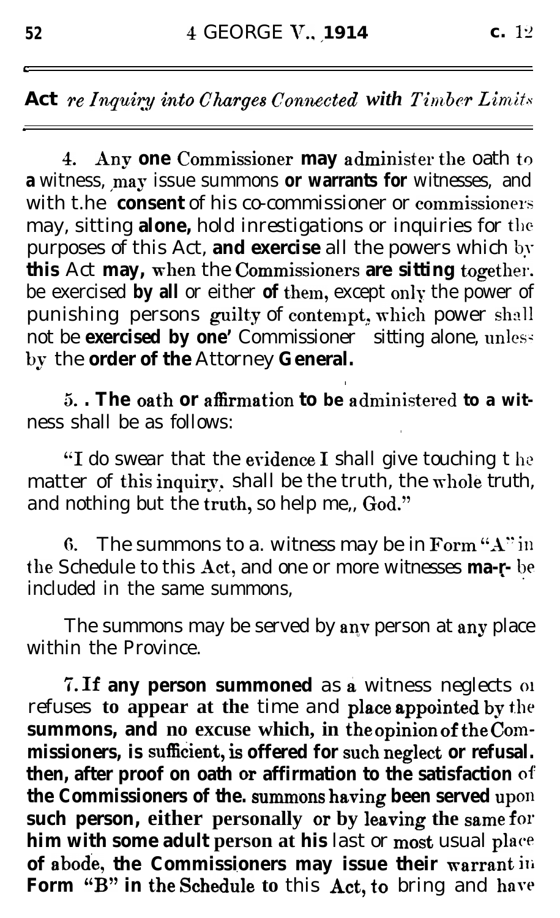**Act** *re Inquiry into Charges Connected with Timber Limits*

4. Any one Commissioner may administer the oath to a witness, may issue summons or warrants for witnesses, and with the consent of his co-commissioner or commissioners may, sitting alone, hold inrestigations or inquiries for the purposes of this Act, and exercise all the powers which by this Act may, when the Commissioners are sitting together, be exercised by all or either of them, except only the power of punishing persons guilty of contempt, which power shall not be exercised by one Commissioner sitting alone, unless by the order of the Attorney General.

5. The oath or affirmation to be administered to a witness shall be as follows:

"I do swear that the evidence I shall give touching the matter of this inquiry, shall be the truth, the whole truth, and nothing but the truth, so help me, God."

6. The summons to a witness may be in Form "A" in the Schedule to this Act, and one or more witnesses may be included in the same summons.

The summons may be served by any person at any place within the Province.

7. If any person summoned as a witness neglects or refuses to appear at the time and place appointed by the summons, and no excuse which, in the opinion of the Commissioners, is sufficient, is offered for such neglect or refusal, then, after proof on oath or affirmation to the satisfaction of the Commissioners of the summons having been served upon such person, either personally or by leaving the same for him with some adult person at his last or most usual place of abode, the Commissioners may issue their warrant in Form "B" in the Schedule to this Act, to bring and have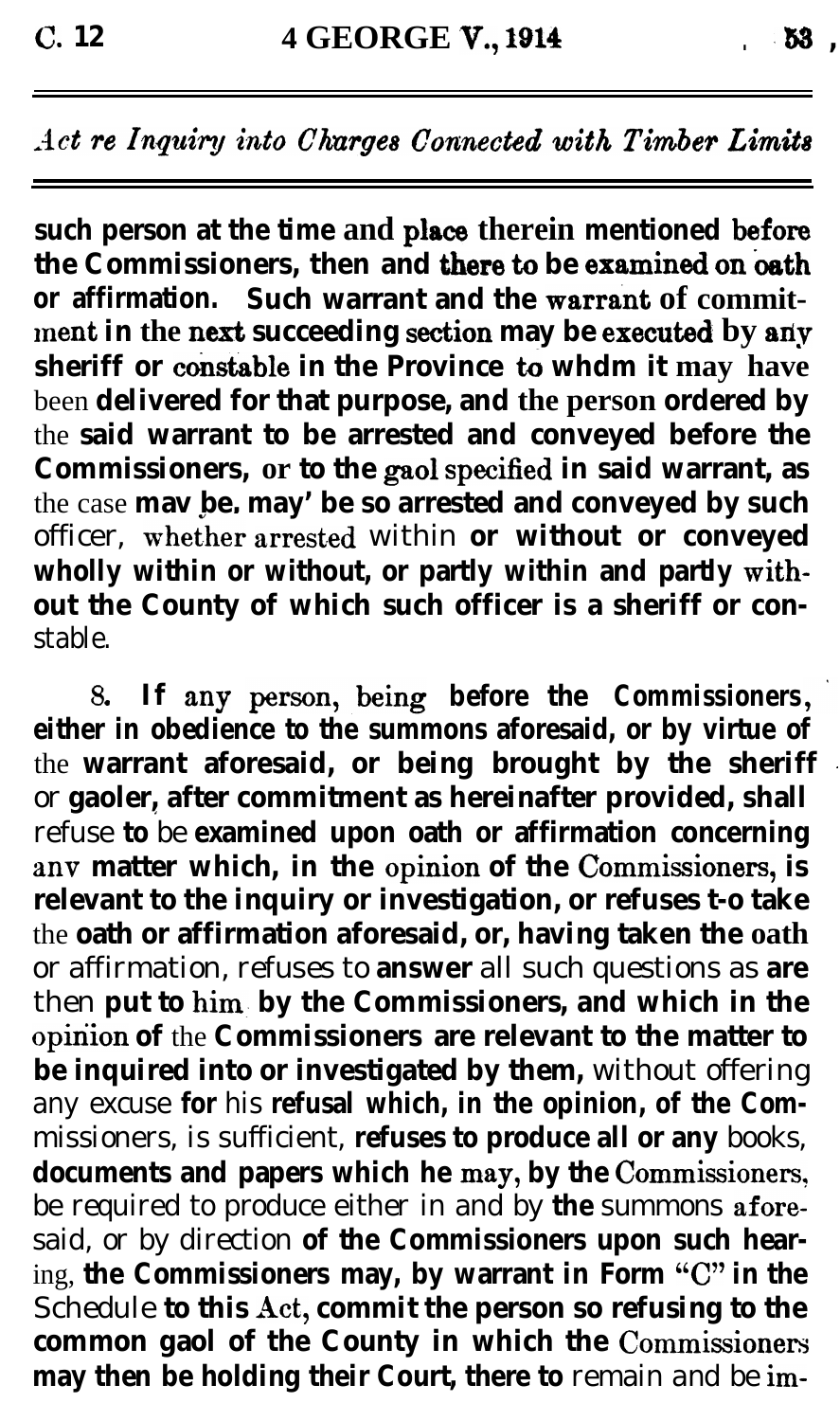such person at the time and place therein mentioned before the Commissioners, then and there to be examined on oath or affirmation. Such warrant and the warrant of commitment in the next succeeding section may be executed by any sheriff or constable in the Province to whom it may have been delivered for that purpose, and the person ordered by the said warrant to be arrested and conveyed before the Commissioners, or to the gaol specified in said warrant, as the case may be, may be so arrested and conveyed by such officer, whether arrested within or without or conveyed wholly within or without, or partly within and partly without the County of which such officer is a sheriff or constable.

8. If any person, being before the Commissioners, either in obedience to the summons aforesaid, or by virtue of the warrant aforesaid, or being brought by the sheriff or gaoler, after commitment as hereinafter provided, shall refuse to be examined upon oath or affirmation concerning any matter which, in the opinion of the Commissioners, is relevant to the inquiry or investigation, or refuses to take the oath or affirmation aforesaid, or, having taken the oath or affirmation, refuses to answer all such questions as are then put to him by the Commissioners, and which in the opinion of the Commissioners are relevant to the matter to be inquired into or investigated by them, without offering any excuse for his refusal which, in the opinion, of the Commissioners, is sufficient, refuses to produce all or any books, documents and papers which he may, by the Commissioners, be required to produce either in and by the summons aforesaid, or by direction of the Commissioners upon such hearing, the Commissioners may, by warrant in Form "C" in the Schedule to this Act, commit the person so refusing to the common gaol of the County in which the Commissioners may then be holding their Court, there to remain and be im-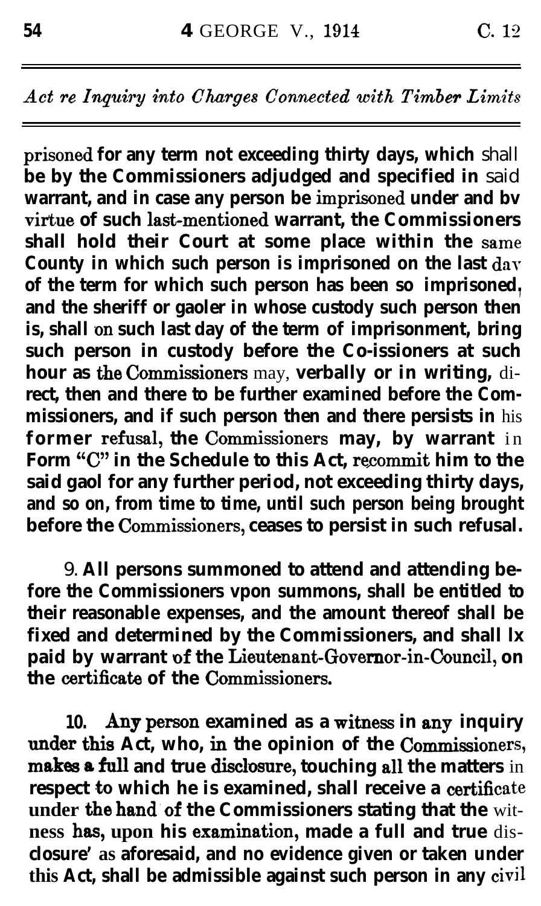prisoned for any term not exceeding thirty days, which shall be by the Commissioners adjudged and specified in said warrant, and in case any person be imprisoned under and bv virtue of such last-mentioned warrant, the Commissioners shall hold their Court at some place within the same County in which such person is imprisoned on the last dav of the term for which such person has been so imprisoned, and the sheriff or gaoler in whose custody such person then is, shall on such last day of the term of imprisonment, bring such person in custody before the Co-issioners at such hour as the Commissioners may, verbally or in writing, direct, then and there to be further examined before the Commissioners, and if such person then and there persists in his former refusal, the Commissioners may, by warrant in Form "C" in the Schedule to this Act, recommit him to the said gaol for any further period, not exceeding thirty days, and so on, from time to time, until such person being brought before the Commissioners, ceases to persist in such refusal.

9. All persons summoned to attend and attending before the Commissioners vpon summons, shall be entitled to their reasonable expenses, and the amount thereof shall be fixed and determined by the Commissioners, and shall lx paid by warrant of the Lieutenant-Governor-in-Council, on the certificate of the Commissioners.

10. Any person examined as a witness in any inquiry under this Act, who, in the opinion of the Commissioners, makes a full and true disclosure, touching all the matters in respect to which he is examined, shall receive a certificate under the hand of the Commissioners stating that the witness has, upon his examination, made a full and true disclosure' as aforesaid, and no evidence given or taken under this Act, shall be admissible against such person in any civil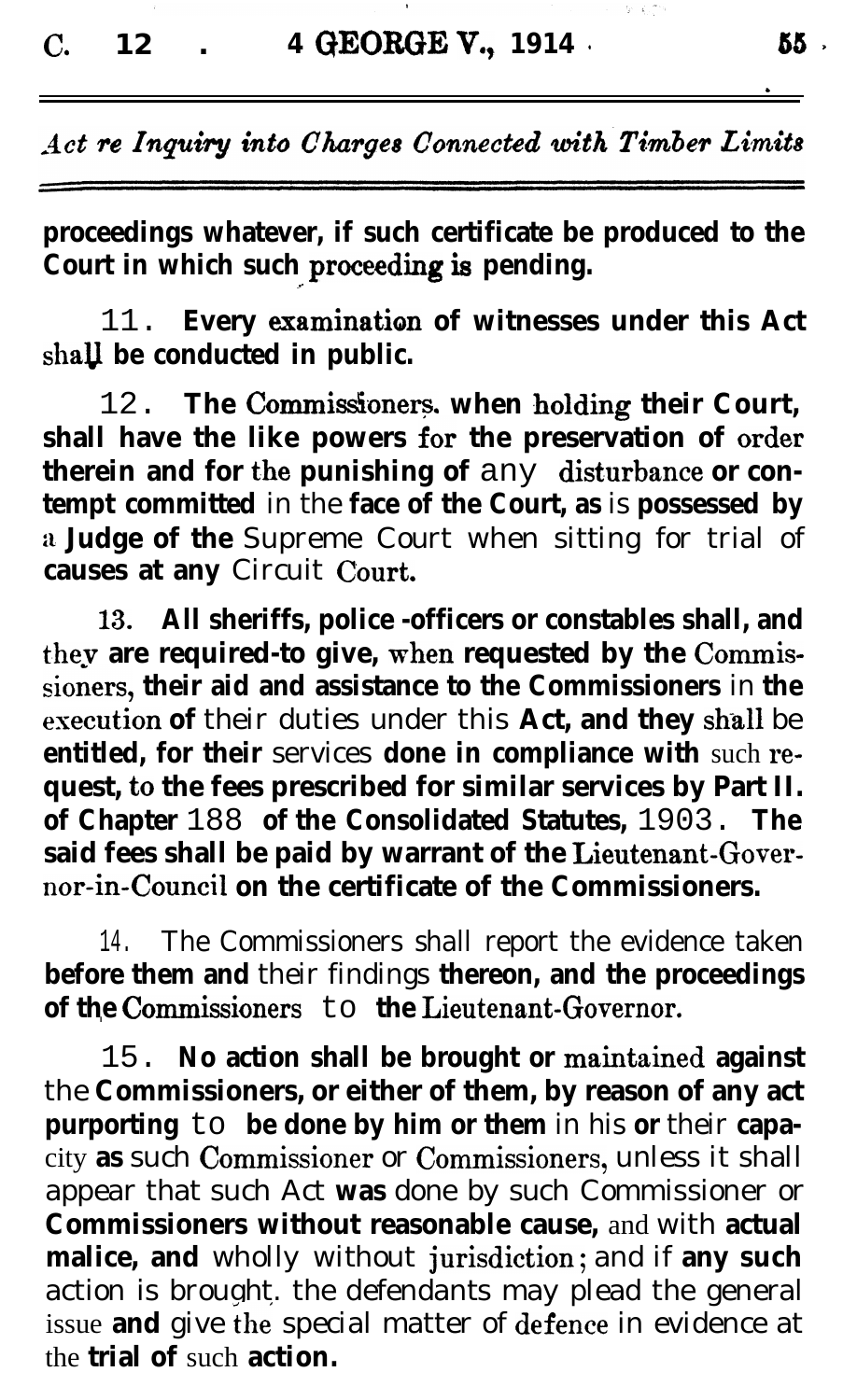proceedings whatever, if such certificate be produced to the Court in which such proceeding is pending.

11. Every examination of witnesses under this Act shall be conducted in public.

12. The Commissioners, when holding their Court, shall have the like powers for the preservation of order therein and for the punishing of any disturbance or contempt committed in the face of the Court, as is possessed by a Judge of the Supreme Court when sitting for trial of causes at any Circuit Court.

13. All sheriffs, police-officers or constables shall, and they are required to give, when requested by the Commissioners, their aid and assistance to the Commissioners in the execution of their duties under this Act, and they shall be entitled, for their services done in compliance with such request, to the fees prescribed for similar services by Part II. of Chapter 188 of the Consolidated Statutes, 1903. The said fees shall be paid by warrant of the Lieutenant-Governor-in-Council on the certificate of the Commissioners.

14. The Commissioners shall report the evidence taken before them and their findings thereon, and the proceedings of the Commissioners to the Lieutenant-Governor.

15. No action shall be brought or maintained against the Commissioners, or either of them, by reason of any act purporting to be done by him or them in his or their capacity as such Commissioner or Commissioners, unless it shall appear that such Act was done by such Commissioner or Commissioners without reasonable cause, and with actual malice, and wholly without jurisdiction; and if any such action is brought, the defendants may plead the general issue and give the special matter of defence in evidence at the trial of such action.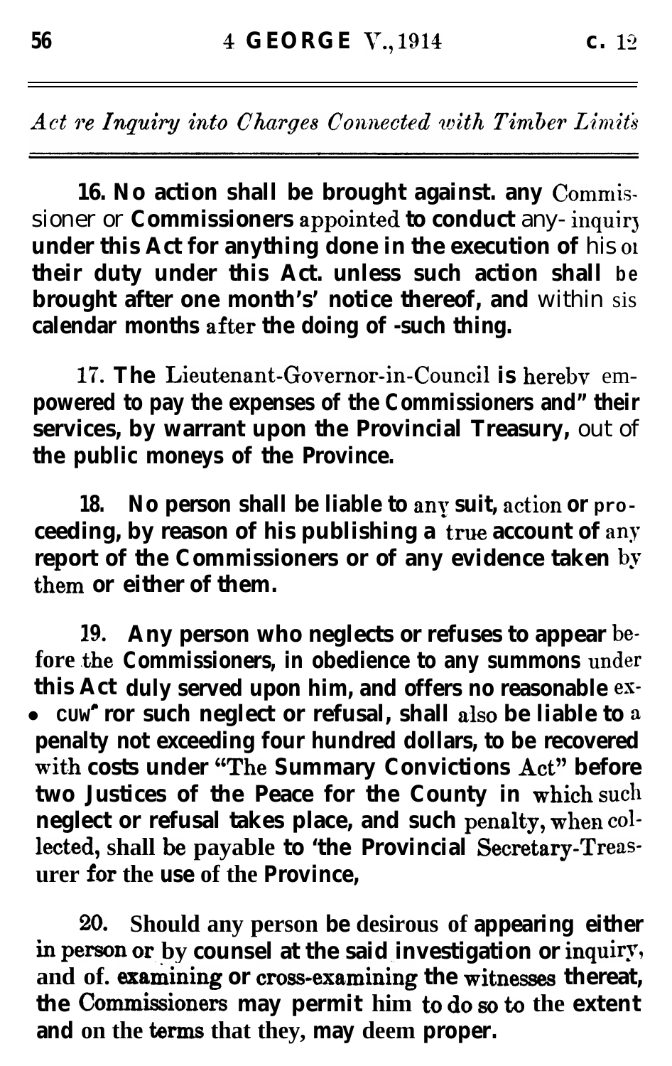16. No action shall be brought against. any Commissioner or Commissioners appointed to conduct any- inquiry under this Act for anything done in the execution of his or their duty under this Act. unless such action shall be brought after one month's' notice thereof, and within six calendar months after the doing of -such thing.

17. The Lieutenant-Governor-in-Council is hereby empowered to pay the expenses of the Commissioners and" their services, by warrant upon the Provincial Treasury, out of the public moneys of the Province.

18. No person shall be liable to any suit, action or proceeding, by reason of his publishing a true account of any report of the Commissioners or of any evidence taken by them or either of them.

19. Any person who neglects or refuses to appear before the Commissioners, in obedience to any summons under this Act duly served upon him, and offers no reasonable excuse for such neglect or refusal, shall also be liable to a penalty not exceeding four hundred dollars, to be recovered with costs under "The Summary Convictions Act" before two Justices of the Peace for the County in which such neglect or refusal takes place, and such penalty, when collected, shall be payable to 'the Provincial Secretary-Treasurer for the use of the Province,

20. Should any person be desirous of appearing either in person or by counsel at the said investigation or inquiry, and of. examining or cross-examining the witnesses thereat, the Commissioners may permit him to do so to the extent and on the terms that they, may deem proper.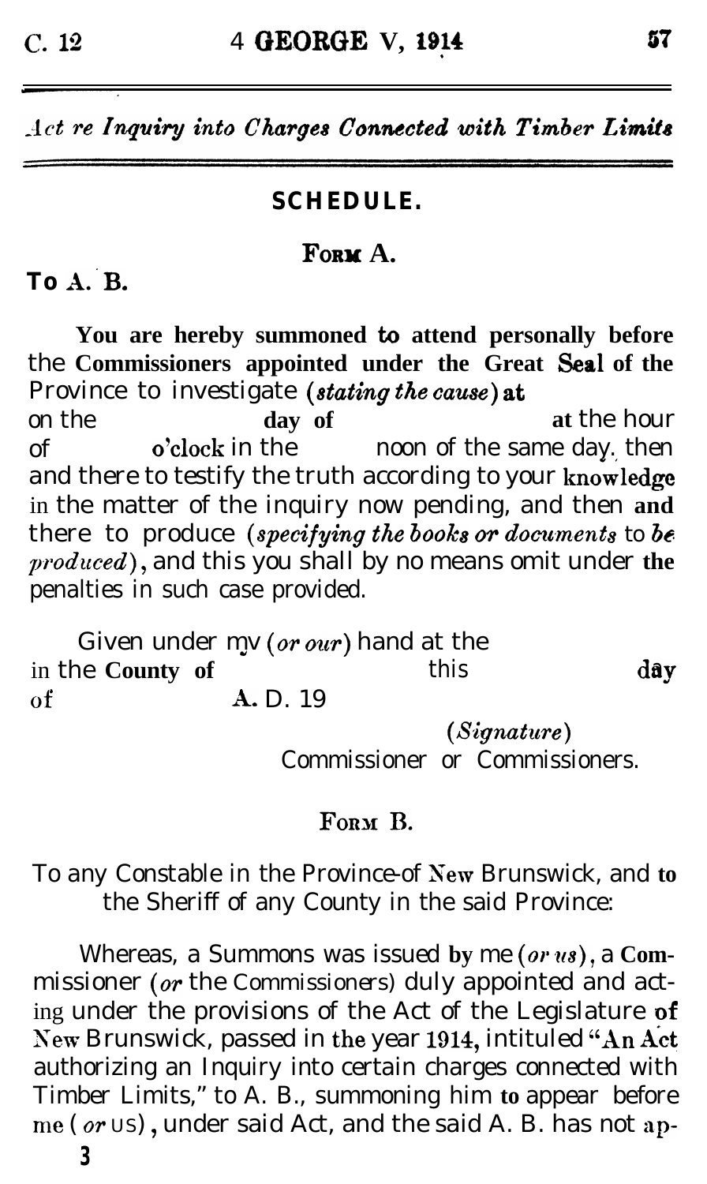## SCHEDULE.

### FORM A.

To A. B.

You are hereby summoned to attend personally before the Commissioners appointed under the Great Seal of the Province to investigate (*stating the cause*) at on the day of at the hour of o'clock in the noon of the same day, then and there to testify the truth according to your knowledge in the matter of the inquiry now pending, and then and there to produce (*specifying the books or documents to be produced*), and this you shall by no means omit under the penalties in such case provided.

Given under my (*or our*) hand at the in the County of this day of A. D. 19

(*Signature*)
Commissioner or Commissioners.

### FORM B.

To any Constable in the Province of New Brunswick, and to the Sheriff of any County in the said Province:

Whereas, a Summons was issued by me (*or us*), a Commissioner (*or* the Commissioners) duly appointed and acting under the provisions of the Act of the Legislature of New Brunswick, passed in the year 1914, intituled "An Act authorizing an Inquiry into certain charges connected with Timber Limits," to A. B., summoning him to appear before me (*or* us), under said Act, and the said A. B. has not ap-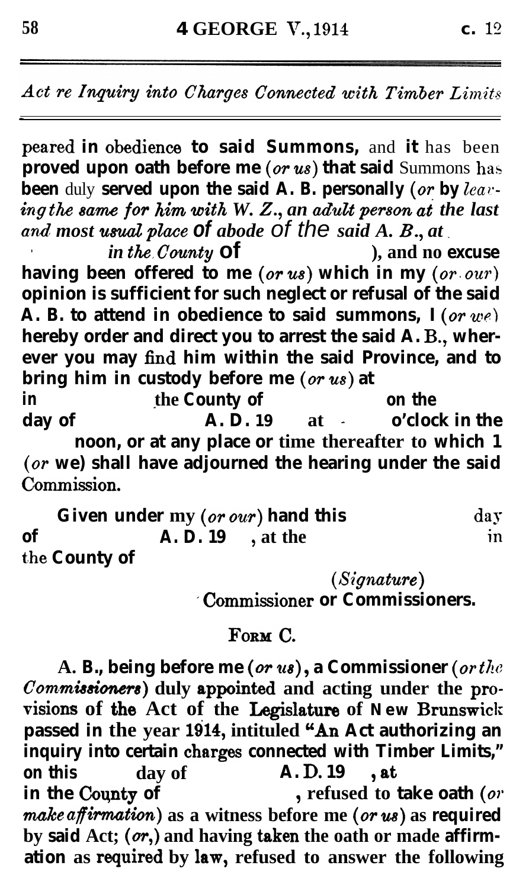peared in obedience to said Summons, and it has been proved upon oath before me (*or us*) that said Summons has been duly served upon the said A. B. personally (*or by leaving the same for him with W. Z., an adult person at the last and most usual place of abode of the said A. B., at in the County of* ), and no excuse having been offered to me (*or us*) which in my (*or our*) opinion is sufficient for such neglect or refusal of the said A. B. to attend in obedience to said summons, I (*or we*) hereby order and direct you to arrest the said A. B., wherever you may find him within the said Province, and to bring him in custody before me (*or us*) at in the County of on the day of A. D. 19 at o'clock in the noon, or at any place or time thereafter to which I (*or* we) shall have adjourned the hearing under the said Commission.

Given under my (*or our*) hand this day of A. D. 19 , at the in the County of

(*Signature*)
Commissioner or Commissioners.

## FORM C.

A. B., being before me (*or us*), a Commissioner (*or the Commissioners*) duly appointed and acting under the provisions of the Act of the Legislature of New Brunswick passed in the year 1914, intituled "An Act authorizing an inquiry into certain charges connected with Timber Limits," on this day of A. D. 19 , at in the County of , refused to take oath (*or make affirmation*) as a witness before me (*or us*) as required by said Act; (*or*,) and having taken the oath or made affirmation as required by law, refused to answer the following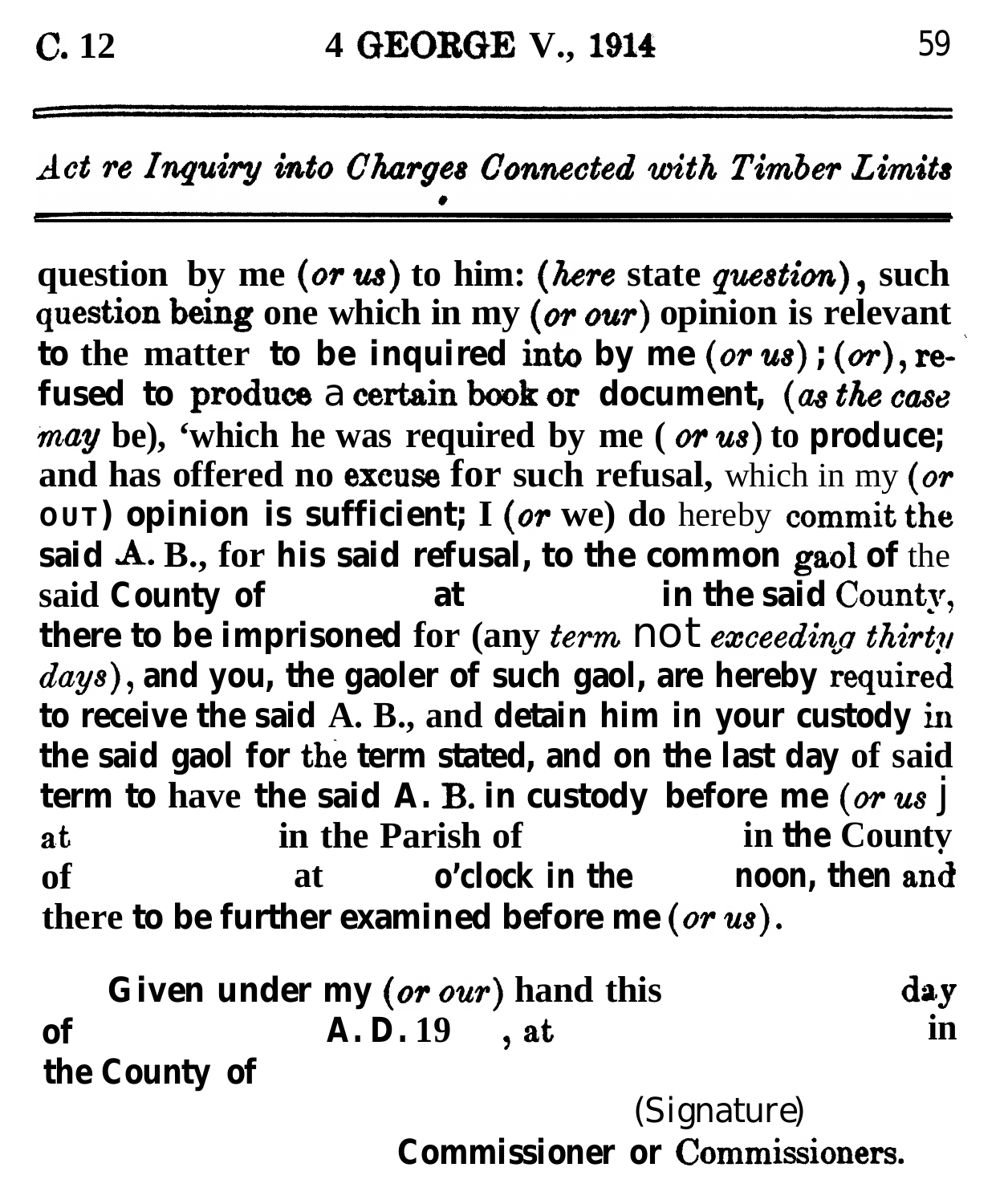question by me (*or us*) to him: (*here* state *question*), such question being one which in my (*or our*) opinion is relevant to the matter to be inquired into by me (*or us*); (*or*), refused to produce a certain book or document, (*as the case may* be), 'which he was required by me (*or us*) to produce; and has offered no excuse for such refusal, which in my (*or our*) opinion is sufficient; I (*or* we) do hereby commit the said A. B., for his said refusal, to the common gaol of the said County of at in the said County, there to be imprisoned for (any *term* not *exceeding thirty days*), and you, the gaoler of such gaol, are hereby required to receive the said A. B., and detain him in your custody in the said gaol for the term stated, and on the last day of said term to have the said A. B. in custody before me (*or us*) at in the Parish of in the County of at o'clock in the noon, then and there to be further examined before me (*or us*).

Given under my (*or our*) hand this day of A.D. 19 , at in the County of

(Signature)

Commissioner or Commissioners.